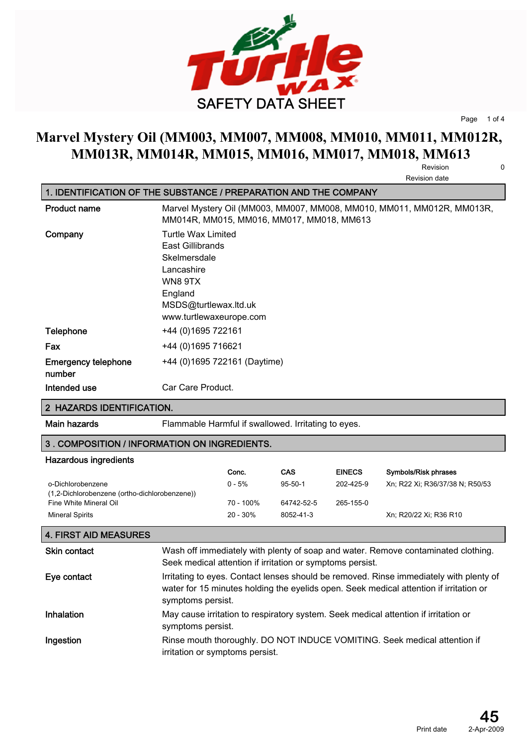SAFETY DATA SHEET

# Marvel Mystery Oil (MM003, MM007, MM008, MM010, MM011, MM012R, MM013R, MM014R, MM015, MM016, MM017, MM018, MM613

Revision 0

Revision date

## 1. IDENTIFICATION OF THE SUBSTANCE / PREPARATION AND THE COMPANY

| | |
|---|---|
| **Product name** | Marvel Mystery Oil (MM003, MM007, MM008, MM010, MM011, MM012R, MM013R, MM014R, MM015, MM016, MM017, MM018, MM613 |
| **Company** | Turtle Wax Limited<br>East Gillibrands<br>Skelmersdale<br>Lancashire<br>WN8 9TX<br>England<br>MSDS@turtlewax.ltd.uk<br>www.turtlewaxeurope.com |
| **Telephone** | +44 (0)1695 722161 |
| **Fax** | +44 (0)1695 716621 |
| **Emergency telephone number** | +44 (0)1695 722161 (Daytime) |
| **Intended use** | Car Care Product. |

## 2 HAZARDS IDENTIFICATION.

| | |
|---|---|
| **Main hazards** | Flammable Harmful if swallowed. Irritating to eyes. |

## 3 . COMPOSITION / INFORMATION ON INGREDIENTS.

**Hazardous ingredients**

| | Conc. | CAS | EINECS | Symbols/Risk phrases |
|---|---|---|---|---|
| o-Dichlorobenzene (1,2-Dichlorobenzene (ortho-dichlorobenzene)) | 0 - 5% | 95-50-1 | 202-425-9 | Xn; R22 Xi; R36/37/38 N; R50/53 |
| Fine White Mineral Oil | 70 - 100% | 64742-52-5 | 265-155-0 | |
| Mineral Spirits | 20 - 30% | 8052-41-3 | | Xn; R20/22 Xi; R36 R10 |

## 4. FIRST AID MEASURES

| | |
|---|---|
| **Skin contact** | Wash off immediately with plenty of soap and water. Remove contaminated clothing. Seek medical attention if irritation or symptoms persist. |
| **Eye contact** | Irritating to eyes. Contact lenses should be removed. Rinse immediately with plenty of water for 15 minutes holding the eyelids open. Seek medical attention if irritation or symptoms persist. |
| **Inhalation** | May cause irritation to respiratory system. Seek medical attention if irritation or symptoms persist. |
| **Ingestion** | Rinse mouth thoroughly. DO NOT INDUCE VOMITING. Seek medical attention if irritation or symptoms persist. |

Print date 2-Apr-2009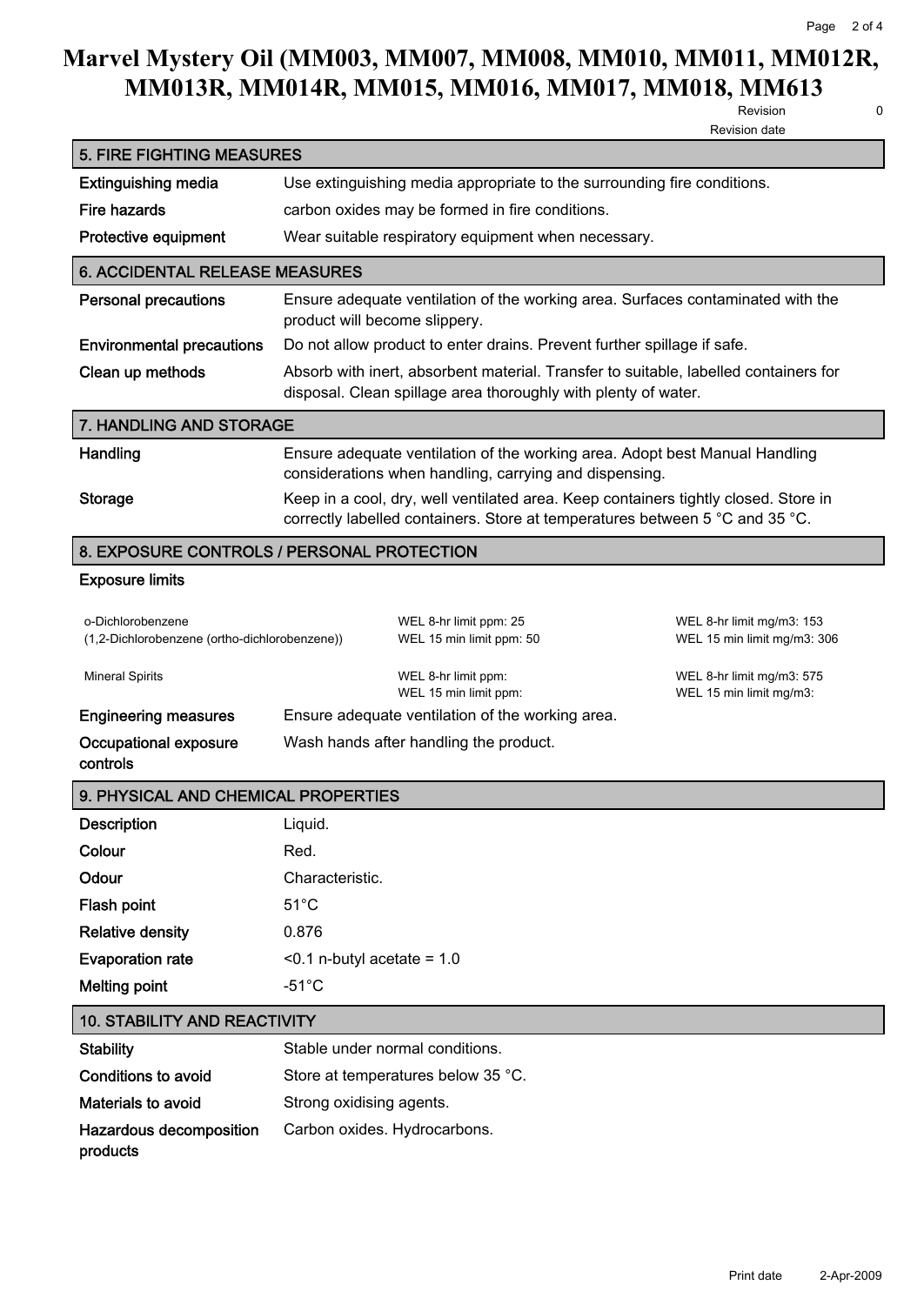# Marvel Mystery Oil (MM003, MM007, MM008, MM010, MM011, MM012R, MM013R, MM014R, MM015, MM016, MM017, MM018, MM613

Revision 0

Revision date

## 5. FIRE FIGHTING MEASURES

| | |
|---|---|
| **Extinguishing media** | Use extinguishing media appropriate to the surrounding fire conditions. |
| **Fire hazards** | carbon oxides may be formed in fire conditions. |
| **Protective equipment** | Wear suitable respiratory equipment when necessary. |

## 6. ACCIDENTAL RELEASE MEASURES

| | |
|---|---|
| **Personal precautions** | Ensure adequate ventilation of the working area. Surfaces contaminated with the product will become slippery. |
| **Environmental precautions** | Do not allow product to enter drains. Prevent further spillage if safe. |
| **Clean up methods** | Absorb with inert, absorbent material. Transfer to suitable, labelled containers for disposal. Clean spillage area thoroughly with plenty of water. |

## 7. HANDLING AND STORAGE

| | |
|---|---|
| **Handling** | Ensure adequate ventilation of the working area. Adopt best Manual Handling considerations when handling, carrying and dispensing. |
| **Storage** | Keep in a cool, dry, well ventilated area. Keep containers tightly closed. Store in correctly labelled containers. Store at temperatures between 5 °C and 35 °C. |

## 8. EXPOSURE CONTROLS / PERSONAL PROTECTION

**Exposure limits**

| | | |
|---|---|---|
| o-Dichlorobenzene (1,2-Dichlorobenzene (ortho-dichlorobenzene)) | WEL 8-hr limit ppm: 25<br>WEL 15 min limit ppm: 50 | WEL 8-hr limit mg/m3: 153<br>WEL 15 min limit mg/m3: 306 |
| Mineral Spirits | WEL 8-hr limit ppm:<br>WEL 15 min limit ppm: | WEL 8-hr limit mg/m3: 575<br>WEL 15 min limit mg/m3: |

| | |
|---|---|
| **Engineering measures** | Ensure adequate ventilation of the working area. |
| **Occupational exposure controls** | Wash hands after handling the product. |

## 9. PHYSICAL AND CHEMICAL PROPERTIES

| | |
|---|---|
| **Description** | Liquid. |
| **Colour** | Red. |
| **Odour** | Characteristic. |
| **Flash point** | 51°C |
| **Relative density** | 0.876 |
| **Evaporation rate** | <0.1 n-butyl acetate = 1.0 |
| **Melting point** | -51°C |

## 10. STABILITY AND REACTIVITY

| | |
|---|---|
| **Stability** | Stable under normal conditions. |
| **Conditions to avoid** | Store at temperatures below 35 °C. |
| **Materials to avoid** | Strong oxidising agents. |
| **Hazardous decomposition products** | Carbon oxides. Hydrocarbons. |

Print date 2-Apr-2009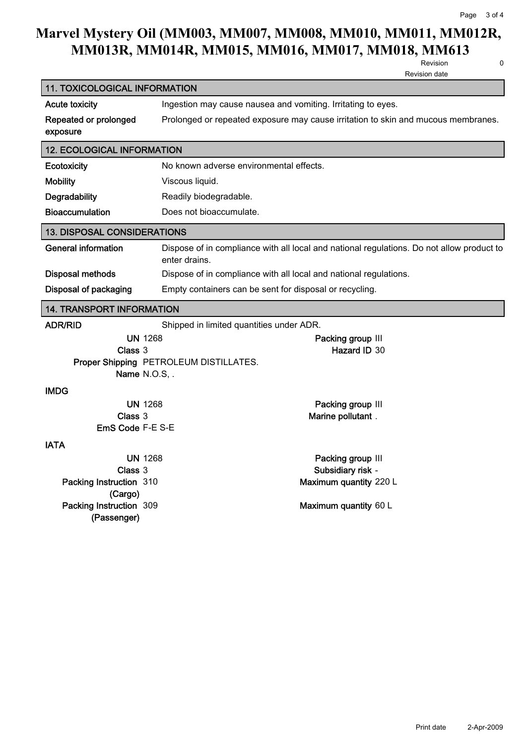## 11. TOXICOLOGICAL INFORMATION

| | |
|---|---|
| **Acute toxicity** | Ingestion may cause nausea and vomiting. Irritating to eyes. |
| **Repeated or prolonged exposure** | Prolonged or repeated exposure may cause irritation to skin and mucous membranes. |

## 12. ECOLOGICAL INFORMATION

| | |
|---|---|
| **Ecotoxicity** | No known adverse environmental effects. |
| **Mobility** | Viscous liquid. |
| **Degradability** | Readily biodegradable. |
| **Bioaccumulation** | Does not bioaccumulate. |

## 13. DISPOSAL CONSIDERATIONS

| | |
|---|---|
| **General information** | Dispose of in compliance with all local and national regulations. Do not allow product to enter drains. |
| **Disposal methods** | Dispose of in compliance with all local and national regulations. |
| **Disposal of packaging** | Empty containers can be sent for disposal or recycling. |

## 14. TRANSPORT INFORMATION

**ADR/RID** Shipped in limited quantities under ADR.

| | | | |
|---|---|---|---|
| **UN** | 1268 | **Packing group** | III |
| **Class** | 3 | **Hazard ID** | 30 |
| **Proper Shipping Name** | PETROLEUM DISTILLATES. N.O.S, . | | |

**IMDG**

| | | | |
|---|---|---|---|
| **UN** | 1268 | **Packing group** | III |
| **Class** | 3 | **Marine pollutant** | . |
| **EmS Code** | F-E S-E | | |

**IATA**

| | | | |
|---|---|---|---|
| **UN** | 1268 | **Packing group** | III |
| **Class** | 3 | **Subsidiary risk** | - |
| **Packing Instruction (Cargo)** | 310 | **Maximum quantity** | 220 L |
| **Packing Instruction (Passenger)** | 309 | **Maximum quantity** | 60 L |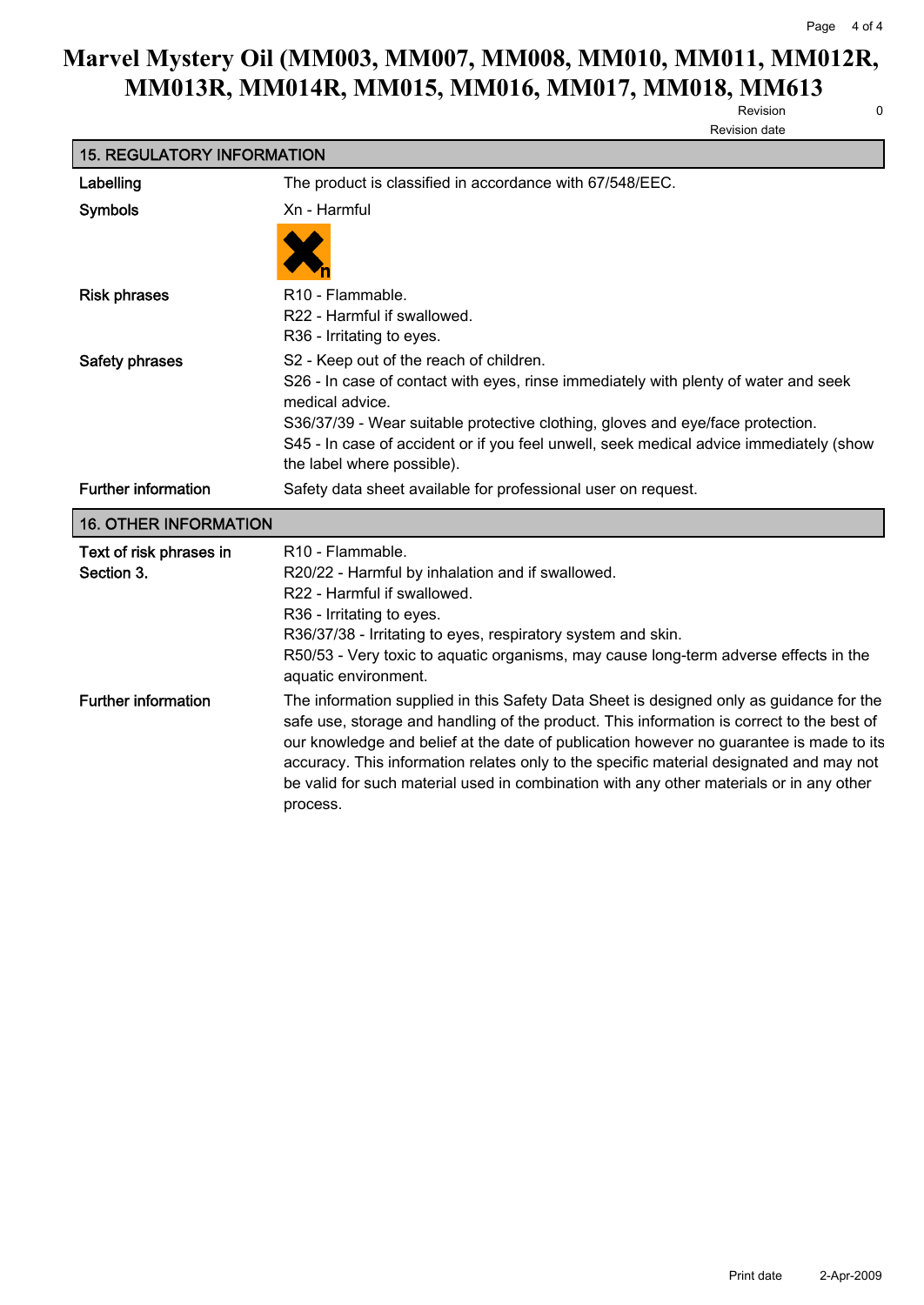# Marvel Mystery Oil (MM003, MM007, MM008, MM010, MM011, MM012R, MM013R, MM014R, MM015, MM016, MM017, MM018, MM613

Revision 0

Revision date

## 15. REGULATORY INFORMATION

| | |
|---|---|
| **Labelling** | The product is classified in accordance with 67/548/EEC. |
| **Symbols** | Xn - Harmful |
| **Risk phrases** | R10 - Flammable.<br>R22 - Harmful if swallowed.<br>R36 - Irritating to eyes. |
| **Safety phrases** | S2 - Keep out of the reach of children.<br>S26 - In case of contact with eyes, rinse immediately with plenty of water and seek medical advice.<br>S36/37/39 - Wear suitable protective clothing, gloves and eye/face protection.<br>S45 - In case of accident or if you feel unwell, seek medical advice immediately (show the label where possible). |
| **Further information** | Safety data sheet available for professional user on request. |

## 16. OTHER INFORMATION

| | |
|---|---|
| **Text of risk phrases in Section 3.** | R10 - Flammable.<br>R20/22 - Harmful by inhalation and if swallowed.<br>R22 - Harmful if swallowed.<br>R36 - Irritating to eyes.<br>R36/37/38 - Irritating to eyes, respiratory system and skin.<br>R50/53 - Very toxic to aquatic organisms, may cause long-term adverse effects in the aquatic environment. |
| **Further information** | The information supplied in this Safety Data Sheet is designed only as guidance for the safe use, storage and handling of the product. This information is correct to the best of our knowledge and belief at the date of publication however no guarantee is made to its accuracy. This information relates only to the specific material designated and may not be valid for such material used in combination with any other materials or in any other process. |

Print date 2-Apr-2009